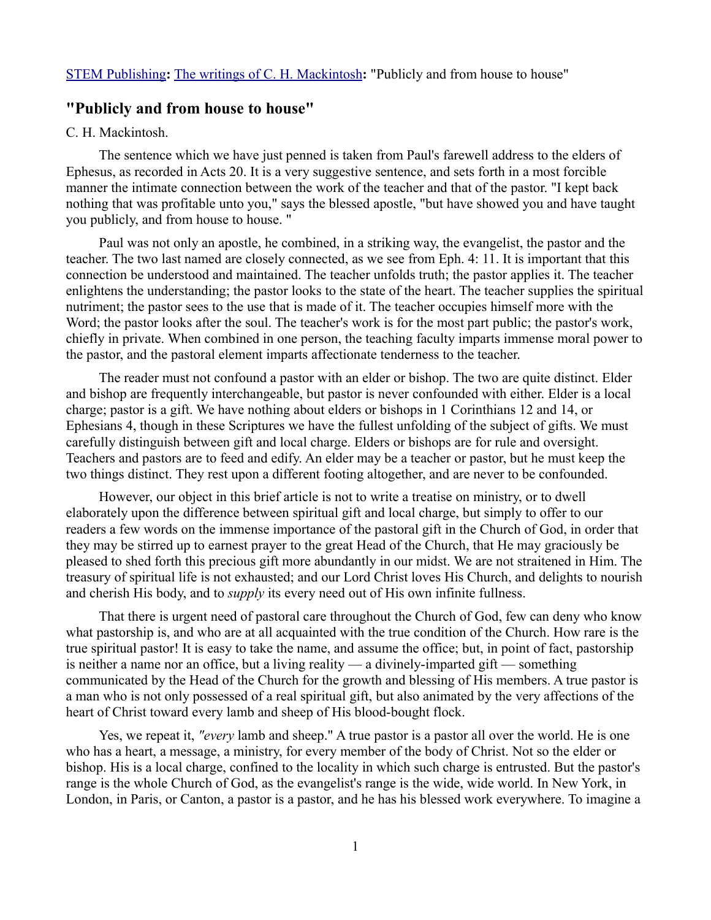STEM Publishing**:** The writings of C. H. Mackintosh**:** "Publicly and from house to house"

## "Publicly and from house to house"

C. H. Mackintosh.

The sentence which we have just penned is taken from Paul's farewell address to the elders of Ephesus, as recorded in Acts 20. It is a very suggestive sentence, and sets forth in a most forcible manner the intimate connection between the work of the teacher and that of the pastor. "I kept back nothing that was profitable unto you," says the blessed apostle, "but have showed you and have taught you publicly, and from house to house. "

Paul was not only an apostle, he combined, in a striking way, the evangelist, the pastor and the teacher. The two last named are closely connected, as we see from Eph. 4: 11. It is important that this connection be understood and maintained. The teacher unfolds truth; the pastor applies it. The teacher enlightens the understanding; the pastor looks to the state of the heart. The teacher supplies the spiritual nutriment; the pastor sees to the use that is made of it. The teacher occupies himself more with the Word; the pastor looks after the soul. The teacher's work is for the most part public; the pastor's work, chiefly in private. When combined in one person, the teaching faculty imparts immense moral power to the pastor, and the pastoral element imparts affectionate tenderness to the teacher.

The reader must not confound a pastor with an elder or bishop. The two are quite distinct. Elder and bishop are frequently interchangeable, but pastor is never confounded with either. Elder is a local charge; pastor is a gift. We have nothing about elders or bishops in 1 Corinthians 12 and 14, or Ephesians 4, though in these Scriptures we have the fullest unfolding of the subject of gifts. We must carefully distinguish between gift and local charge. Elders or bishops are for rule and oversight. Teachers and pastors are to feed and edify. An elder may be a teacher or pastor, but he must keep the two things distinct. They rest upon a different footing altogether, and are never to be confounded.

However, our object in this brief article is not to write a treatise on ministry, or to dwell elaborately upon the difference between spiritual gift and local charge, but simply to offer to our readers a few words on the immense importance of the pastoral gift in the Church of God, in order that they may be stirred up to earnest prayer to the great Head of the Church, that He may graciously be pleased to shed forth this precious gift more abundantly in our midst. We are not straitened in Him. The treasury of spiritual life is not exhausted; and our Lord Christ loves His Church, and delights to nourish and cherish His body, and to *supply* its every need out of His own infinite fullness.

That there is urgent need of pastoral care throughout the Church of God, few can deny who know what pastorship is, and who are at all acquainted with the true condition of the Church. How rare is the true spiritual pastor! It is easy to take the name, and assume the office; but, in point of fact, pastorship is neither a name nor an office, but a living reality — a divinely-imparted gift — something communicated by the Head of the Church for the growth and blessing of His members. A true pastor is a man who is not only possessed of a real spiritual gift, but also animated by the very affections of the heart of Christ toward every lamb and sheep of His blood-bought flock.

Yes, we repeat it, *"every* lamb and sheep." A true pastor is a pastor all over the world. He is one who has a heart, a message, a ministry, for every member of the body of Christ. Not so the elder or bishop. His is a local charge, confined to the locality in which such charge is entrusted. But the pastor's range is the whole Church of God, as the evangelist's range is the wide, wide world. In New York, in London, in Paris, or Canton, a pastor is a pastor, and he has his blessed work everywhere. To imagine a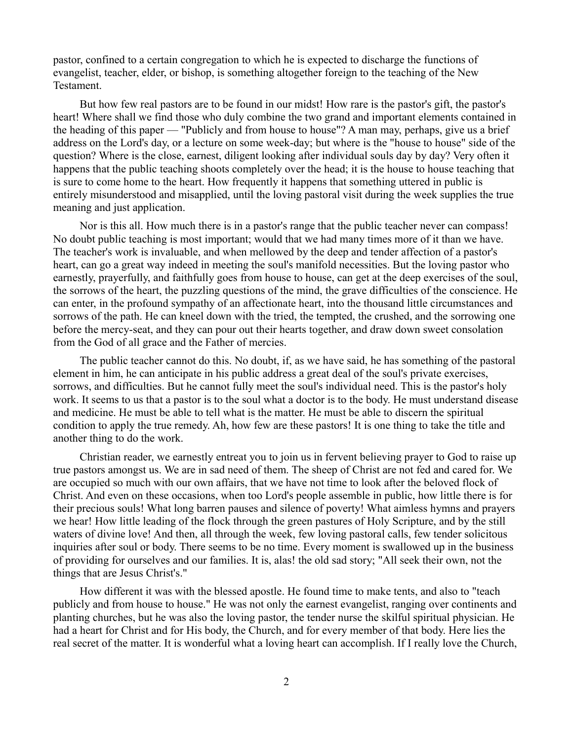pastor, confined to a certain congregation to which he is expected to discharge the functions of evangelist, teacher, elder, or bishop, is something altogether foreign to the teaching of the New Testament.

But how few real pastors are to be found in our midst! How rare is the pastor's gift, the pastor's heart! Where shall we find those who duly combine the two grand and important elements contained in the heading of this paper — "Publicly and from house to house"? A man may, perhaps, give us a brief address on the Lord's day, or a lecture on some week-day; but where is the "house to house" side of the question? Where is the close, earnest, diligent looking after individual souls day by day? Very often it happens that the public teaching shoots completely over the head; it is the house to house teaching that is sure to come home to the heart. How frequently it happens that something uttered in public is entirely misunderstood and misapplied, until the loving pastoral visit during the week supplies the true meaning and just application.

Nor is this all. How much there is in a pastor's range that the public teacher never can compass! No doubt public teaching is most important; would that we had many times more of it than we have. The teacher's work is invaluable, and when mellowed by the deep and tender affection of a pastor's heart, can go a great way indeed in meeting the soul's manifold necessities. But the loving pastor who earnestly, prayerfully, and faithfully goes from house to house, can get at the deep exercises of the soul, the sorrows of the heart, the puzzling questions of the mind, the grave difficulties of the conscience. He can enter, in the profound sympathy of an affectionate heart, into the thousand little circumstances and sorrows of the path. He can kneel down with the tried, the tempted, the crushed, and the sorrowing one before the mercy-seat, and they can pour out their hearts together, and draw down sweet consolation from the God of all grace and the Father of mercies.

The public teacher cannot do this. No doubt, if, as we have said, he has something of the pastoral element in him, he can anticipate in his public address a great deal of the soul's private exercises, sorrows, and difficulties. But he cannot fully meet the soul's individual need. This is the pastor's holy work. It seems to us that a pastor is to the soul what a doctor is to the body. He must understand disease and medicine. He must be able to tell what is the matter. He must be able to discern the spiritual condition to apply the true remedy. Ah, how few are these pastors! It is one thing to take the title and another thing to do the work.

Christian reader, we earnestly entreat you to join us in fervent believing prayer to God to raise up true pastors amongst us. We are in sad need of them. The sheep of Christ are not fed and cared for. We are occupied so much with our own affairs, that we have not time to look after the beloved flock of Christ. And even on these occasions, when too Lord's people assemble in public, how little there is for their precious souls! What long barren pauses and silence of poverty! What aimless hymns and prayers we hear! How little leading of the flock through the green pastures of Holy Scripture, and by the still waters of divine love! And then, all through the week, few loving pastoral calls, few tender solicitous inquiries after soul or body. There seems to be no time. Every moment is swallowed up in the business of providing for ourselves and our families. It is, alas! the old sad story; "All seek their own, not the things that are Jesus Christ's."

How different it was with the blessed apostle. He found time to make tents, and also to "teach publicly and from house to house." He was not only the earnest evangelist, ranging over continents and planting churches, but he was also the loving pastor, the tender nurse the skilful spiritual physician. He had a heart for Christ and for His body, the Church, and for every member of that body. Here lies the real secret of the matter. It is wonderful what a loving heart can accomplish. If I really love the Church,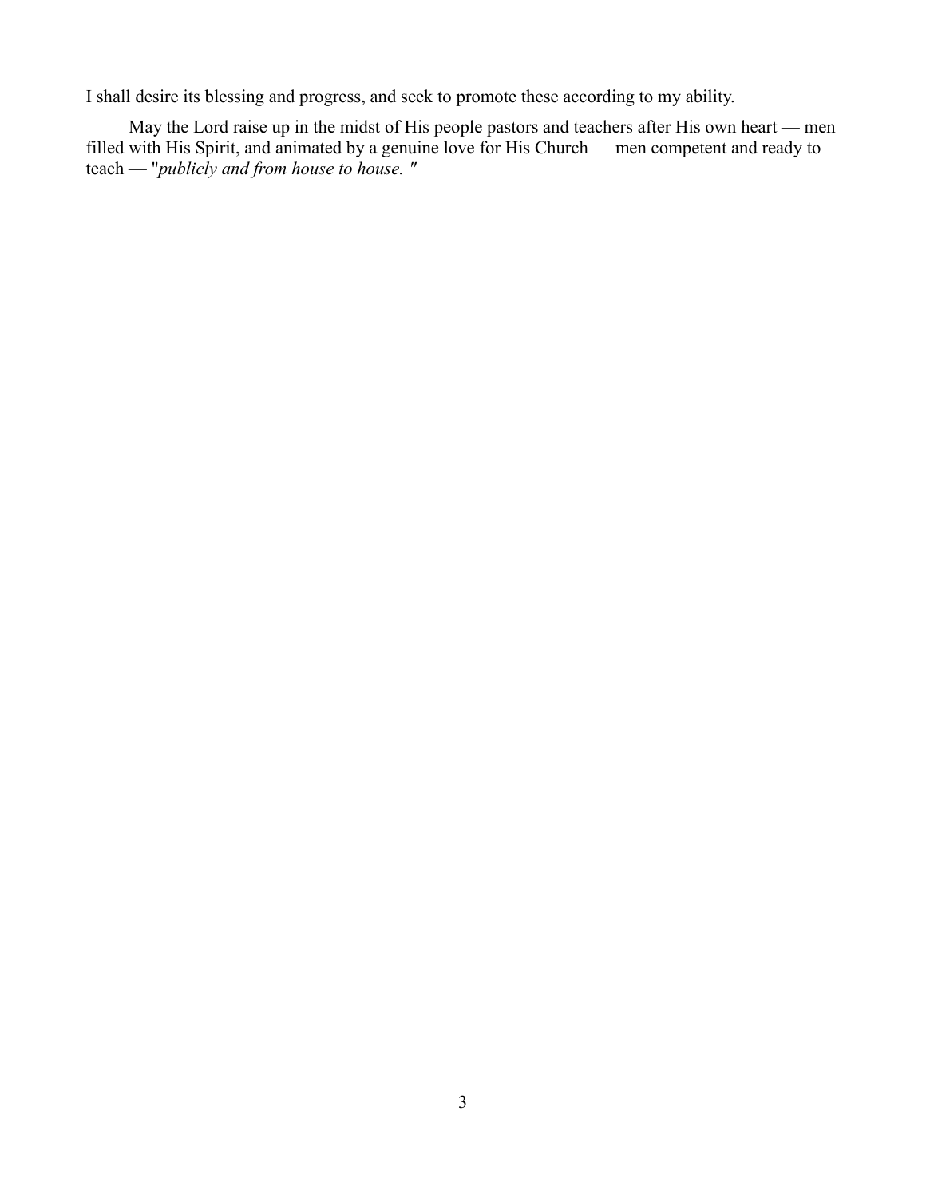I shall desire its blessing and progress, and seek to promote these according to my ability.

May the Lord raise up in the midst of His people pastors and teachers after His own heart — men filled with His Spirit, and animated by a genuine love for His Church — men competent and ready to teach — "*publicly and from house to house.*"